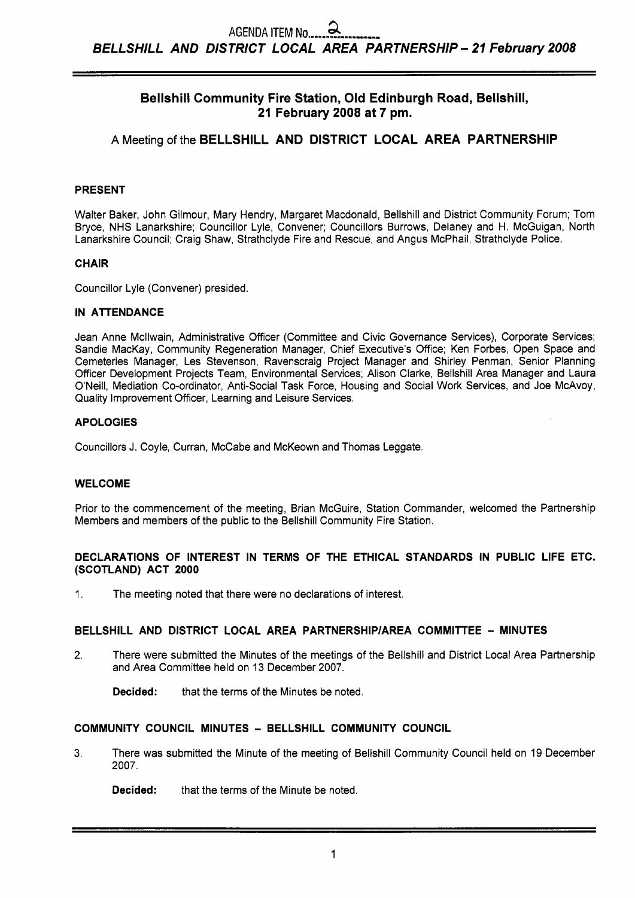AGENDA ITEM No. 2

**BELLSHILL AND DISTRICT LOCAL AREA PARTNERSHIP – 21 February 2008**

## Bellshill Community Fire Station, Old Edinburgh Road, Bellshill, 21 February 2008 at 7 pm.

### A Meeting of the BELLSHILL AND DISTRICT LOCAL AREA PARTNERSHIP

**PRESENT**

Walter Baker, John Gilmour, Mary Hendry, Margaret Macdonald, Bellshill and District Community Forum; Tom Bryce, NHS Lanarkshire; Councillor Lyle, Convener; Councillors Burrows, Delaney and H. McGuigan, North Lanarkshire Council; Craig Shaw, Strathclyde Fire and Rescue, and Angus McPhail, Strathclyde Police.

**CHAIR**

Councillor Lyle (Convener) presided.

**IN ATTENDANCE**

Jean Anne McIlwain, Administrative Officer (Committee and Civic Governance Services), Corporate Services; Sandie MacKay, Community Regeneration Manager, Chief Executive's Office; Ken Forbes, Open Space and Cemeteries Manager, Les Stevenson, Ravenscraig Project Manager and Shirley Penman, Senior Planning Officer Development Projects Team, Environmental Services; Alison Clarke, Bellshill Area Manager and Laura O'Neill, Mediation Co-ordinator, Anti-Social Task Force, Housing and Social Work Services, and Joe McAvoy, Quality Improvement Officer, Learning and Leisure Services.

**APOLOGIES**

Councillors J. Coyle, Curran, McCabe and McKeown and Thomas Leggate.

**WELCOME**

Prior to the commencement of the meeting, Brian McGuire, Station Commander, welcomed the Partnership Members and members of the public to the Bellshill Community Fire Station.

**DECLARATIONS OF INTEREST IN TERMS OF THE ETHICAL STANDARDS IN PUBLIC LIFE ETC. (SCOTLAND) ACT 2000**

1. The meeting noted that there were no declarations of interest.

**BELLSHILL AND DISTRICT LOCAL AREA PARTNERSHIP/AREA COMMITTEE – MINUTES**

2. There were submitted the Minutes of the meetings of the Bellshill and District Local Area Partnership and Area Committee held on 13 December 2007.

   **Decided:** that the terms of the Minutes be noted.

**COMMUNITY COUNCIL MINUTES – BELLSHILL COMMUNITY COUNCIL**

3. There was submitted the Minute of the meeting of Bellshill Community Council held on 19 December 2007.

   **Decided:** that the terms of the Minute be noted.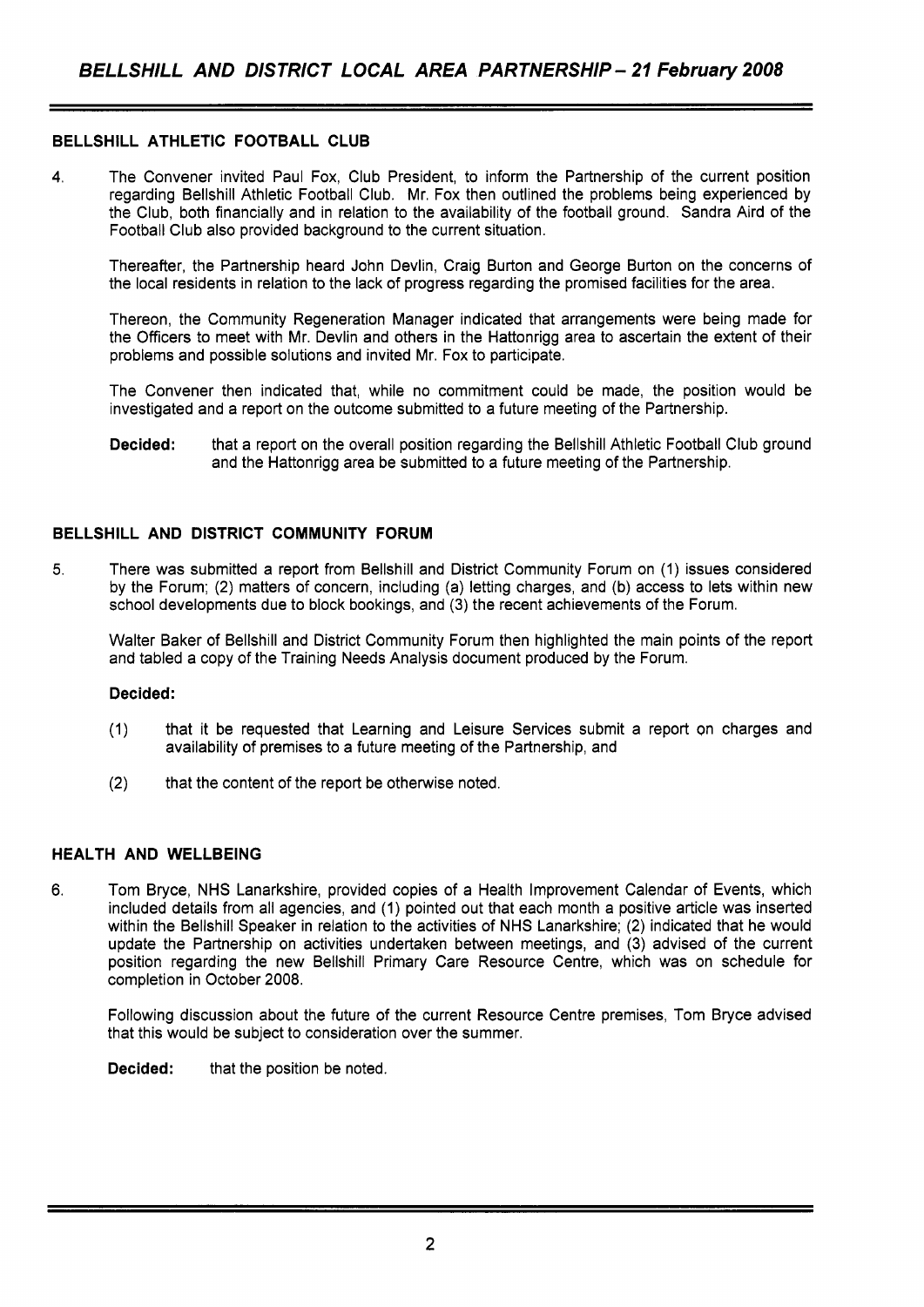## BELLSHILL ATHLETIC FOOTBALL CLUB

4. The Convener invited Paul Fox, Club President, to inform the Partnership of the current position regarding Bellshill Athletic Football Club. Mr. Fox then outlined the problems being experienced by the Club, both financially and in relation to the availability of the football ground. Sandra Aird of the Football Club also provided background to the current situation.

   Thereafter, the Partnership heard John Devlin, Craig Burton and George Burton on the concerns of the local residents in relation to the lack of progress regarding the promised facilities for the area.

   Thereon, the Community Regeneration Manager indicated that arrangements were being made for the Officers to meet with Mr. Devlin and others in the Hattonrigg area to ascertain the extent of their problems and possible solutions and invited Mr. Fox to participate.

   The Convener then indicated that, while no commitment could be made, the position would be investigated and a report on the outcome submitted to a future meeting of the Partnership.

   **Decided:** that a report on the overall position regarding the Bellshill Athletic Football Club ground and the Hattonrigg area be submitted to a future meeting of the Partnership.

## BELLSHILL AND DISTRICT COMMUNITY FORUM

5. There was submitted a report from Bellshill and District Community Forum on (1) issues considered by the Forum; (2) matters of concern, including (a) letting charges, and (b) access to lets within new school developments due to block bookings, and (3) the recent achievements of the Forum.

   Walter Baker of Bellshill and District Community Forum then highlighted the main points of the report and tabled a copy of the Training Needs Analysis document produced by the Forum.

   **Decided:**

   (1) that it be requested that Learning and Leisure Services submit a report on charges and availability of premises to a future meeting of the Partnership, and

   (2) that the content of the report be otherwise noted.

## HEALTH AND WELLBEING

6. Tom Bryce, NHS Lanarkshire, provided copies of a Health Improvement Calendar of Events, which included details from all agencies, and (1) pointed out that each month a positive article was inserted within the Bellshill Speaker in relation to the activities of NHS Lanarkshire; (2) indicated that he would update the Partnership on activities undertaken between meetings, and (3) advised of the current position regarding the new Bellshill Primary Care Resource Centre, which was on schedule for completion in October 2008.

   Following discussion about the future of the current Resource Centre premises, Tom Bryce advised that this would be subject to consideration over the summer.

   **Decided:** that the position be noted.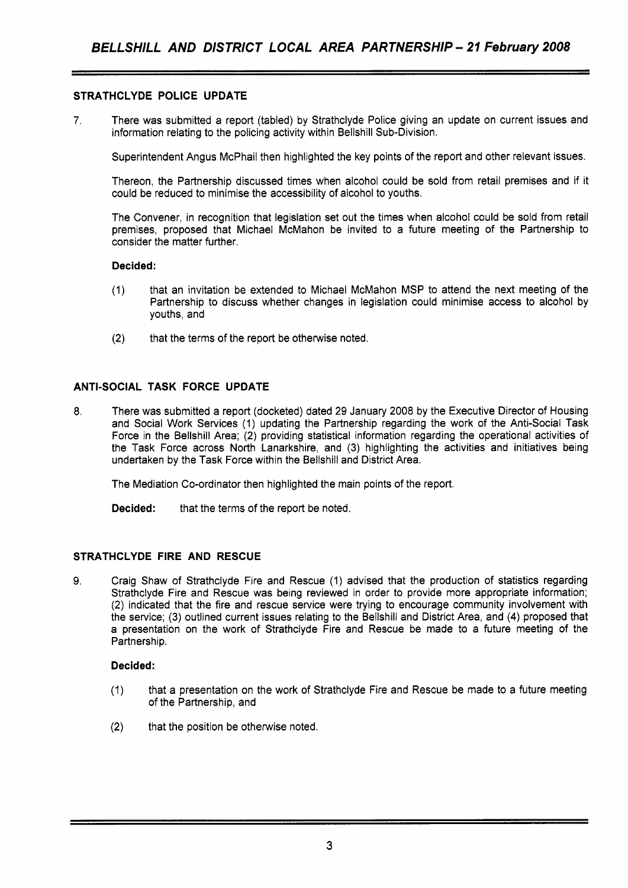### STRATHCLYDE POLICE UPDATE

7. There was submitted a report (tabled) by Strathclyde Police giving an update on current issues and information relating to the policing activity within Bellshill Sub-Division.

   Superintendent Angus McPhail then highlighted the key points of the report and other relevant issues.

   Thereon, the Partnership discussed times when alcohol could be sold from retail premises and if it could be reduced to minimise the accessibility of alcohol to youths.

   The Convener, in recognition that legislation set out the times when alcohol could be sold from retail premises, proposed that Michael McMahon be invited to a future meeting of the Partnership to consider the matter further.

   **Decided:**

   (1) that an invitation be extended to Michael McMahon MSP to attend the next meeting of the Partnership to discuss whether changes in legislation could minimise access to alcohol by youths, and

   (2) that the terms of the report be otherwise noted.

### ANTI-SOCIAL TASK FORCE UPDATE

8. There was submitted a report (docketed) dated 29 January 2008 by the Executive Director of Housing and Social Work Services (1) updating the Partnership regarding the work of the Anti-Social Task Force in the Bellshill Area; (2) providing statistical information regarding the operational activities of the Task Force across North Lanarkshire, and (3) highlighting the activities and initiatives being undertaken by the Task Force within the Bellshill and District Area.

   The Mediation Co-ordinator then highlighted the main points of the report.

   **Decided:** that the terms of the report be noted.

### STRATHCLYDE FIRE AND RESCUE

9. Craig Shaw of Strathclyde Fire and Rescue (1) advised that the production of statistics regarding Strathclyde Fire and Rescue was being reviewed in order to provide more appropriate information; (2) indicated that the fire and rescue service were trying to encourage community involvement with the service; (3) outlined current issues relating to the Bellshill and District Area, and (4) proposed that a presentation on the work of Strathclyde Fire and Rescue be made to a future meeting of the Partnership.

   **Decided:**

   (1) that a presentation on the work of Strathclyde Fire and Rescue be made to a future meeting of the Partnership, and

   (2) that the position be otherwise noted.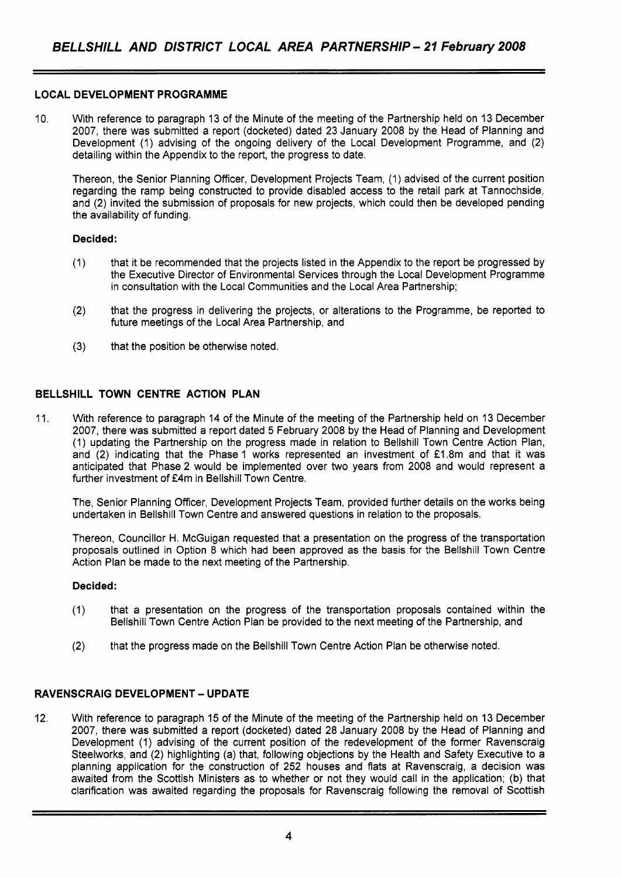### LOCAL DEVELOPMENT PROGRAMME

10. With reference to paragraph 13 of the Minute of the meeting of the Partnership held on 13 December 2007, there was submitted a report (docketed) dated 23 January 2008 by the Head of Planning and Development (1) advising of the ongoing delivery of the Local Development Programme, and (2) detailing within the Appendix to the report, the progress to date.

   Thereon, the Senior Planning Officer, Development Projects Team, (1) advised of the current position regarding the ramp being constructed to provide disabled access to the retail park at Tannochside, and (2) invited the submission of proposals for new projects, which could then be developed pending the availability of funding.

   **Decided:**

   (1) that it be recommended that the projects listed in the Appendix to the report be progressed by the Executive Director of Environmental Services through the Local Development Programme in consultation with the Local Communities and the Local Area Partnership;

   (2) that the progress in delivering the projects, or alterations to the Programme, be reported to future meetings of the Local Area Partnership, and

   (3) that the position be otherwise noted.

### BELLSHILL TOWN CENTRE ACTION PLAN

11. With reference to paragraph 14 of the Minute of the meeting of the Partnership held on 13 December 2007, there was submitted a report dated 5 February 2008 by the Head of Planning and Development (1) updating the Partnership on the progress made in relation to Bellshill Town Centre Action Plan, and (2) indicating that the Phase 1 works represented an investment of £1.8m and that it was anticipated that Phase 2 would be implemented over two years from 2008 and would represent a further investment of £4m in Bellshill Town Centre.

   The, Senior Planning Officer, Development Projects Team, provided further details on the works being undertaken in Bellshill Town Centre and answered questions in relation to the proposals.

   Thereon, Councillor H. McGuigan requested that a presentation on the progress of the transportation proposals outlined in Option 8 which had been approved as the basis for the Bellshill Town Centre Action Plan be made to the next meeting of the Partnership.

   **Decided:**

   (1) that a presentation on the progress of the transportation proposals contained within the Bellshill Town Centre Action Plan be provided to the next meeting of the Partnership, and

   (2) that the progress made on the Bellshill Town Centre Action Plan be otherwise noted.

### RAVENSCRAIG DEVELOPMENT – UPDATE

12. With reference to paragraph 15 of the Minute of the meeting of the Partnership held on 13 December 2007, there was submitted a report (docketed) dated 28 January 2008 by the Head of Planning and Development (1) advising of the current position of the redevelopment of the former Ravenscraig Steelworks, and (2) highlighting (a) that, following objections by the Health and Safety Executive to a planning application for the construction of 252 houses and flats at Ravenscraig, a decision was awaited from the Scottish Ministers as to whether or not they would call in the application; (b) that clarification was awaited regarding the proposals for Ravenscraig following the removal of Scottish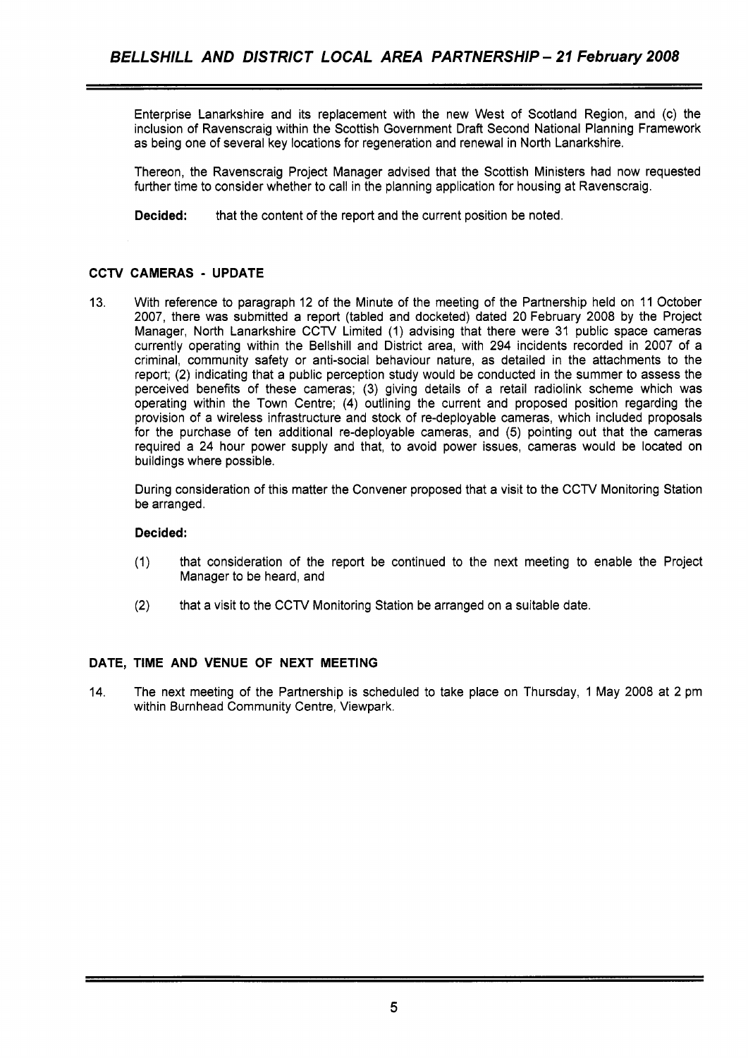Enterprise Lanarkshire and its replacement with the new West of Scotland Region, and (c) the inclusion of Ravenscraig within the Scottish Government Draft Second National Planning Framework as being one of several key locations for regeneration and renewal in North Lanarkshire.

Thereon, the Ravenscraig Project Manager advised that the Scottish Ministers had now requested further time to consider whether to call in the planning application for housing at Ravenscraig.

**Decided:** that the content of the report and the current position be noted.

### CCTV CAMERAS - UPDATE

13. With reference to paragraph 12 of the Minute of the meeting of the Partnership held on 11 October 2007, there was submitted a report (tabled and docketed) dated 20 February 2008 by the Project Manager, North Lanarkshire CCTV Limited (1) advising that there were 31 public space cameras currently operating within the Bellshill and District area, with 294 incidents recorded in 2007 of a criminal, community safety or anti-social behaviour nature, as detailed in the attachments to the report; (2) indicating that a public perception study would be conducted in the summer to assess the perceived benefits of these cameras; (3) giving details of a retail radiolink scheme which was operating within the Town Centre; (4) outlining the current and proposed position regarding the provision of a wireless infrastructure and stock of re-deployable cameras, which included proposals for the purchase of ten additional re-deployable cameras, and (5) pointing out that the cameras required a 24 hour power supply and that, to avoid power issues, cameras would be located on buildings where possible.

During consideration of this matter the Convener proposed that a visit to the CCTV Monitoring Station be arranged.

**Decided:**

(1) that consideration of the report be continued to the next meeting to enable the Project Manager to be heard, and

(2) that a visit to the CCTV Monitoring Station be arranged on a suitable date.

### DATE, TIME AND VENUE OF NEXT MEETING

14. The next meeting of the Partnership is scheduled to take place on Thursday, 1 May 2008 at 2 pm within Burnhead Community Centre, Viewpark.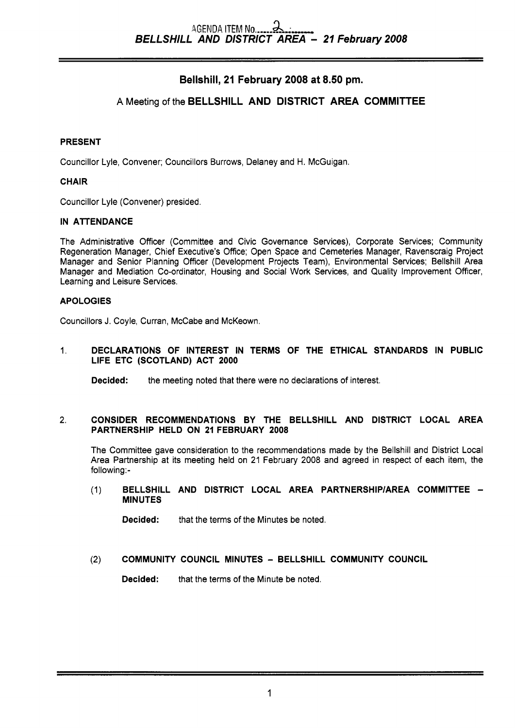AGENDA ITEM No. 2

**BELLSHILL AND DISTRICT AREA – 21 February 2008**

## Bellshill, 21 February 2008 at 8.50 pm.

### A Meeting of the BELLSHILL AND DISTRICT AREA COMMITTEE

**PRESENT**

Councillor Lyle, Convener; Councillors Burrows, Delaney and H. McGuigan.

**CHAIR**

Councillor Lyle (Convener) presided.

**IN ATTENDANCE**

The Administrative Officer (Committee and Civic Governance Services), Corporate Services; Community Regeneration Manager, Chief Executive's Office; Open Space and Cemeteries Manager, Ravenscraig Project Manager and Senior Planning Officer (Development Projects Team), Environmental Services; Bellshill Area Manager and Mediation Co-ordinator, Housing and Social Work Services, and Quality Improvement Officer, Learning and Leisure Services.

**APOLOGIES**

Councillors J. Coyle, Curran, McCabe and McKeown.

1. **DECLARATIONS OF INTEREST IN TERMS OF THE ETHICAL STANDARDS IN PUBLIC LIFE ETC (SCOTLAND) ACT 2000**

   **Decided:** the meeting noted that there were no declarations of interest.

2. **CONSIDER RECOMMENDATIONS BY THE BELLSHILL AND DISTRICT LOCAL AREA PARTNERSHIP HELD ON 21 FEBRUARY 2008**

   The Committee gave consideration to the recommendations made by the Bellshill and District Local Area Partnership at its meeting held on 21 February 2008 and agreed in respect of each item, the following:-

   (1) **BELLSHILL AND DISTRICT LOCAL AREA PARTNERSHIP/AREA COMMITTEE – MINUTES**

   **Decided:** that the terms of the Minutes be noted.

   (2) **COMMUNITY COUNCIL MINUTES – BELLSHILL COMMUNITY COUNCIL**

   **Decided:** that the terms of the Minute be noted.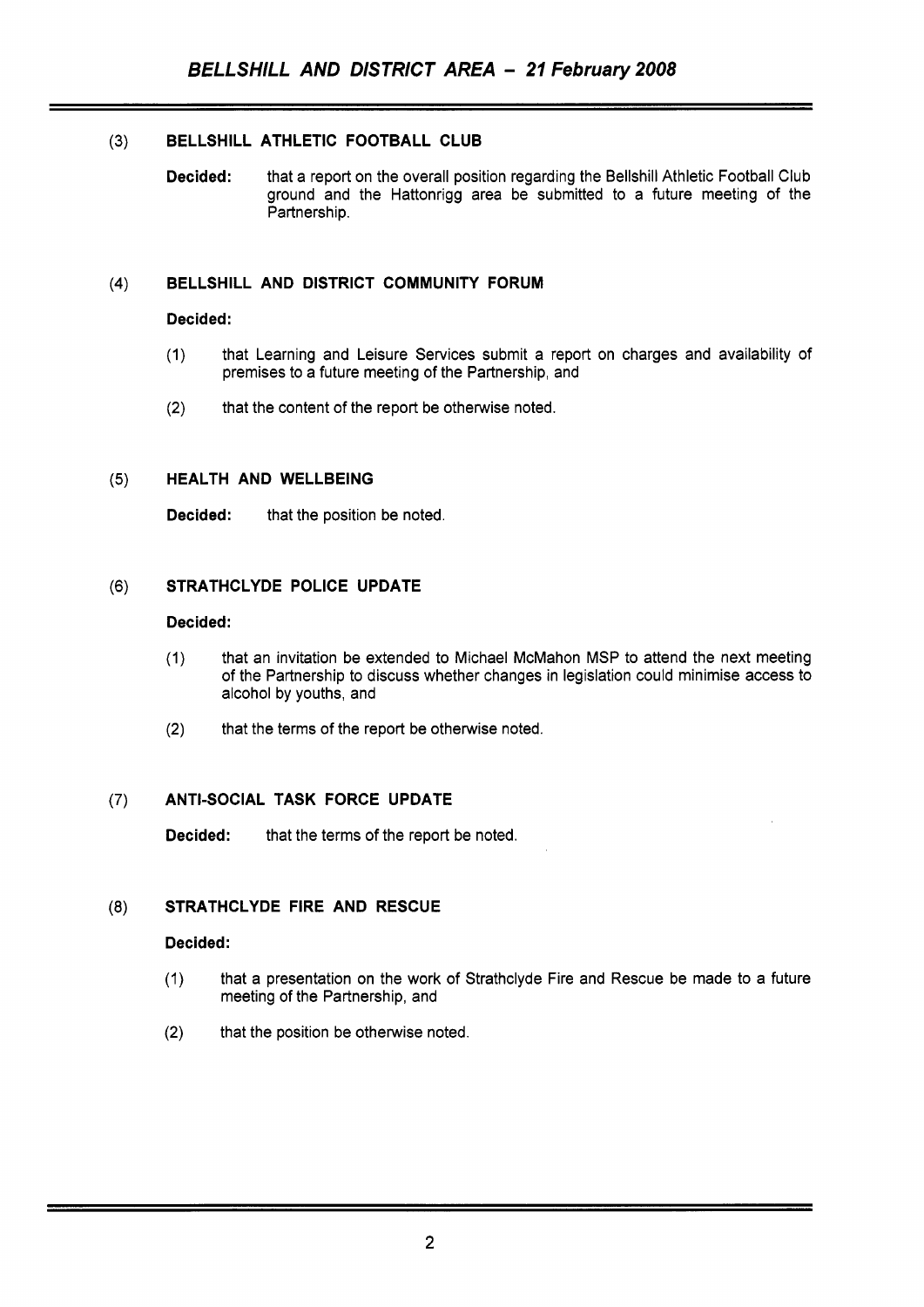### (3) BELLSHILL ATHLETIC FOOTBALL CLUB

**Decided:** that a report on the overall position regarding the Bellshill Athletic Football Club ground and the Hattonrigg area be submitted to a future meeting of the Partnership.

### (4) BELLSHILL AND DISTRICT COMMUNITY FORUM

**Decided:**

(1) that Learning and Leisure Services submit a report on charges and availability of premises to a future meeting of the Partnership, and

(2) that the content of the report be otherwise noted.

### (5) HEALTH AND WELLBEING

**Decided:** that the position be noted.

### (6) STRATHCLYDE POLICE UPDATE

**Decided:**

(1) that an invitation be extended to Michael McMahon MSP to attend the next meeting of the Partnership to discuss whether changes in legislation could minimise access to alcohol by youths, and

(2) that the terms of the report be otherwise noted.

### (7) ANTI-SOCIAL TASK FORCE UPDATE

**Decided:** that the terms of the report be noted.

### (8) STRATHCLYDE FIRE AND RESCUE

**Decided:**

(1) that a presentation on the work of Strathclyde Fire and Rescue be made to a future meeting of the Partnership, and

(2) that the position be otherwise noted.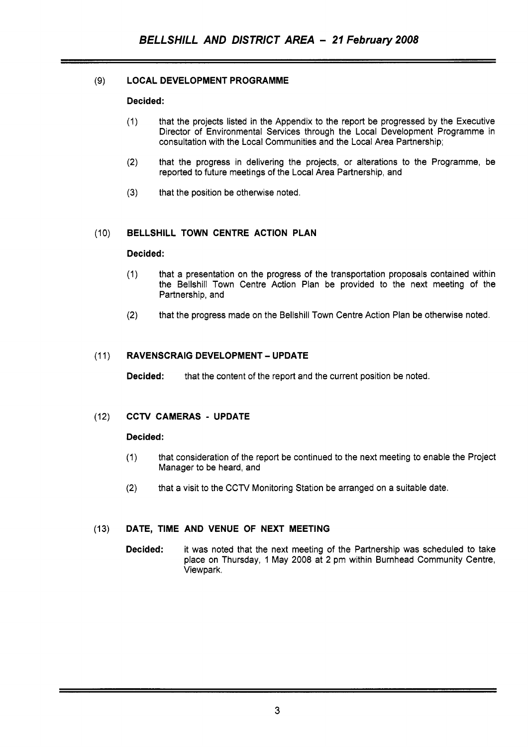## BELLSHILL AND DISTRICT AREA – 21 February 2008

(9) **LOCAL DEVELOPMENT PROGRAMME**

**Decided:**

(1) that the projects listed in the Appendix to the report be progressed by the Executive Director of Environmental Services through the Local Development Programme in consultation with the Local Communities and the Local Area Partnership;

(2) that the progress in delivering the projects, or alterations to the Programme, be reported to future meetings of the Local Area Partnership, and

(3) that the position be otherwise noted.

(10) **BELLSHILL TOWN CENTRE ACTION PLAN**

**Decided:**

(1) that a presentation on the progress of the transportation proposals contained within the Bellshill Town Centre Action Plan be provided to the next meeting of the Partnership, and

(2) that the progress made on the Bellshill Town Centre Action Plan be otherwise noted.

(11) **RAVENSCRAIG DEVELOPMENT – UPDATE**

**Decided:** that the content of the report and the current position be noted.

(12) **CCTV CAMERAS - UPDATE**

**Decided:**

(1) that consideration of the report be continued to the next meeting to enable the Project Manager to be heard, and

(2) that a visit to the CCTV Monitoring Station be arranged on a suitable date.

(13) **DATE, TIME AND VENUE OF NEXT MEETING**

**Decided:** it was noted that the next meeting of the Partnership was scheduled to take place on Thursday, 1 May 2008 at 2 pm within Burnhead Community Centre, Viewpark.